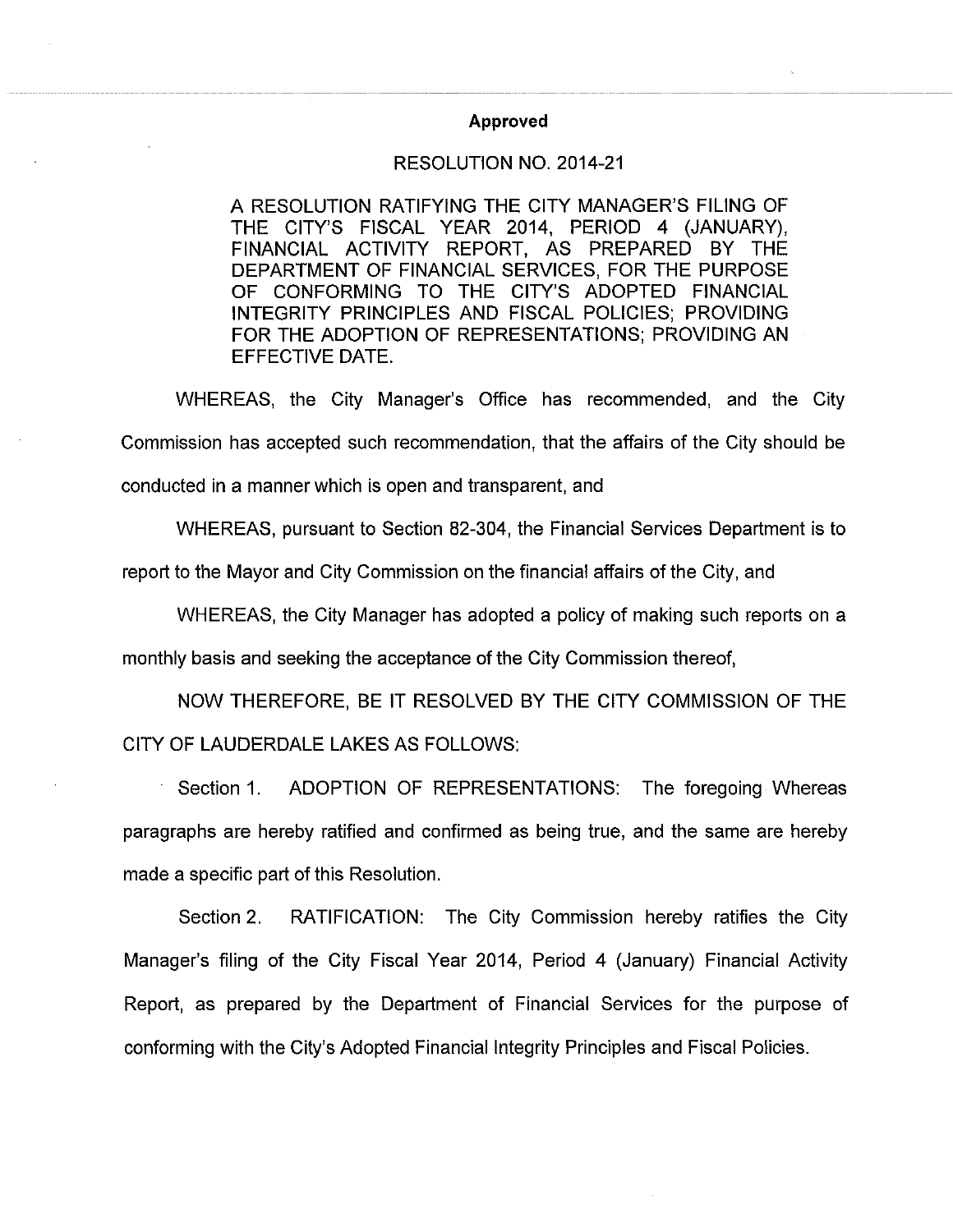**Approved**

RESOLUTION NO. 2014-21

A RESOLUTION RATIFYING THE CITY MANAGER'S FILING OF THE CITY'S FISCAL YEAR 2014, PERIOD 4 (JANUARY), FINANCIAL ACTIVITY REPORT, AS PREPARED BY THE DEPARTMENT OF FINANCIAL SERVICES, FOR THE PURPOSE OF CONFORMING TO THE CITY'S ADOPTED FINANCIAL INTEGRITY PRINCIPLES AND FISCAL POLICIES; PROVIDING FOR THE ADOPTION OF REPRESENTATIONS; PROVIDING AN EFFECTIVE DATE.

WHEREAS, the City Manager's Office has recommended, and the City Commission has accepted such recommendation, that the affairs of the City should be conducted in a manner which is open and transparent, and

WHEREAS, pursuant to Section 82-304, the Financial Services Department is to report to the Mayor and City Commission on the financial affairs of the City, and

WHEREAS, the City Manager has adopted a policy of making such reports on a monthly basis and seeking the acceptance of the City Commission thereof,

NOW THEREFORE, BE IT RESOLVED BY THE CITY COMMISSION OF THE CITY OF LAUDERDALE LAKES AS FOLLOWS:

Section 1. ADOPTION OF REPRESENTATIONS: The foregoing Whereas paragraphs are hereby ratified and confirmed as being true, and the same are hereby made a specific part of this Resolution.

Section 2. RATIFICATION: The City Commission hereby ratifies the City Manager's filing of the City Fiscal Year 2014, Period 4 (January) Financial Activity Report, as prepared by the Department of Financial Services for the purpose of conforming with the City's Adopted Financial Integrity Principles and Fiscal Policies.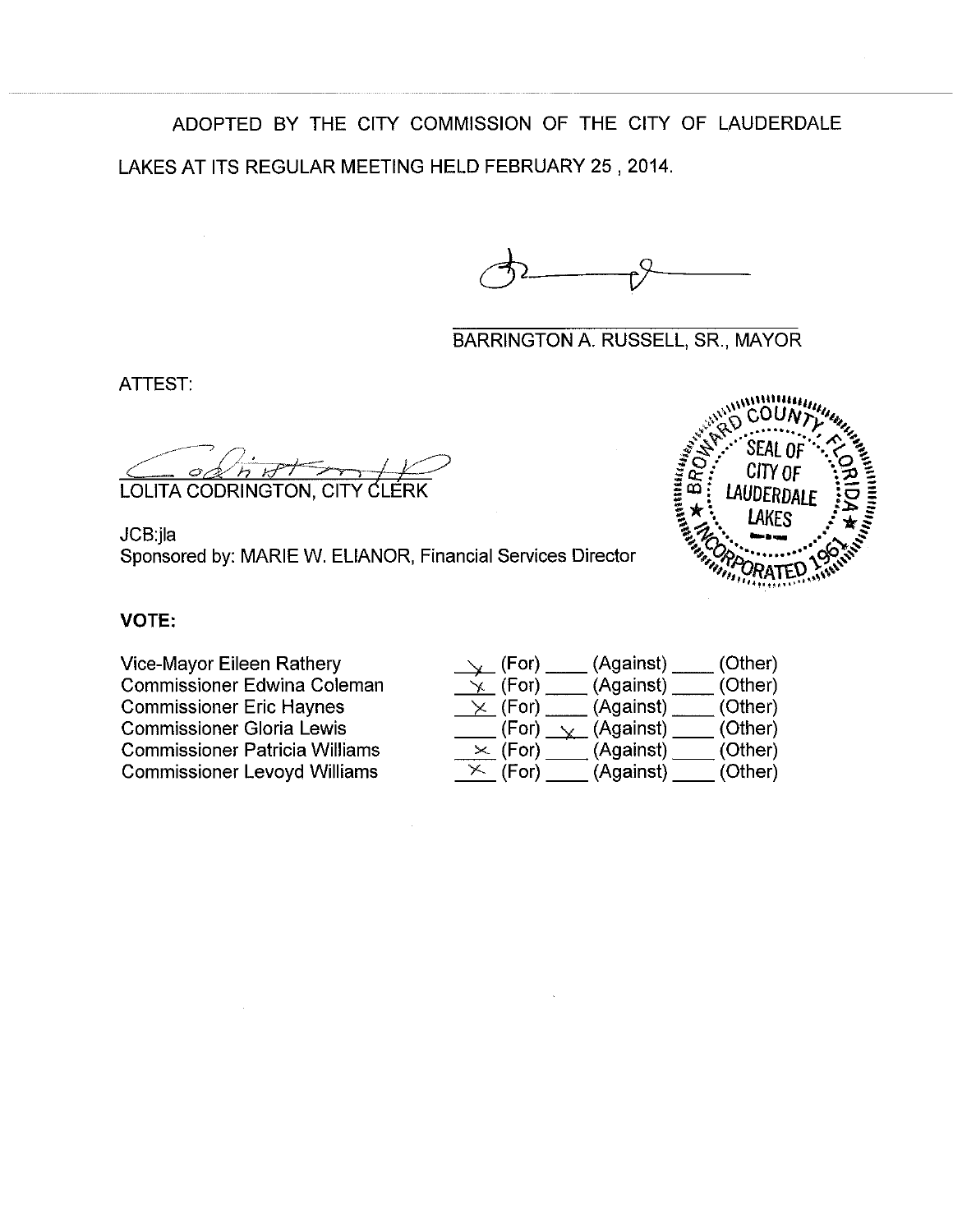ADOPTED BY THE CITY COMMISSION OF THE CITY OF LAUDERDALE LAKES AT ITS REGULAR MEETING HELD FEBRUARY 25 , 2014.

BARRINGTON A. RUSSELL, SR., MAYOR

ATTEST:

LOLITA CODRINGTON, CITY CLERK

SEAL OF CITY OF LAUDERDALE LAKES
BROWARD COUNTY, FLORIDA
INCORPORATED 1961

JCB:jla
Sponsored by: MARIE W. ELIANOR, Financial Services Director

**VOTE:**

| | | | |
|---|---|---|---|
| Vice-Mayor Eileen Rathery | X (For) | ____ (Against) | ____ (Other) |
| Commissioner Edwina Coleman | X (For) | ____ (Against) | ____ (Other) |
| Commissioner Eric Haynes | X (For) | ____ (Against) | ____ (Other) |
| Commissioner Gloria Lewis | ____ (For) | X (Against) | ____ (Other) |
| Commissioner Patricia Williams | X (For) | ____ (Against) | ____ (Other) |
| Commissioner Levoyd Williams | X (For) | ____ (Against) | ____ (Other) |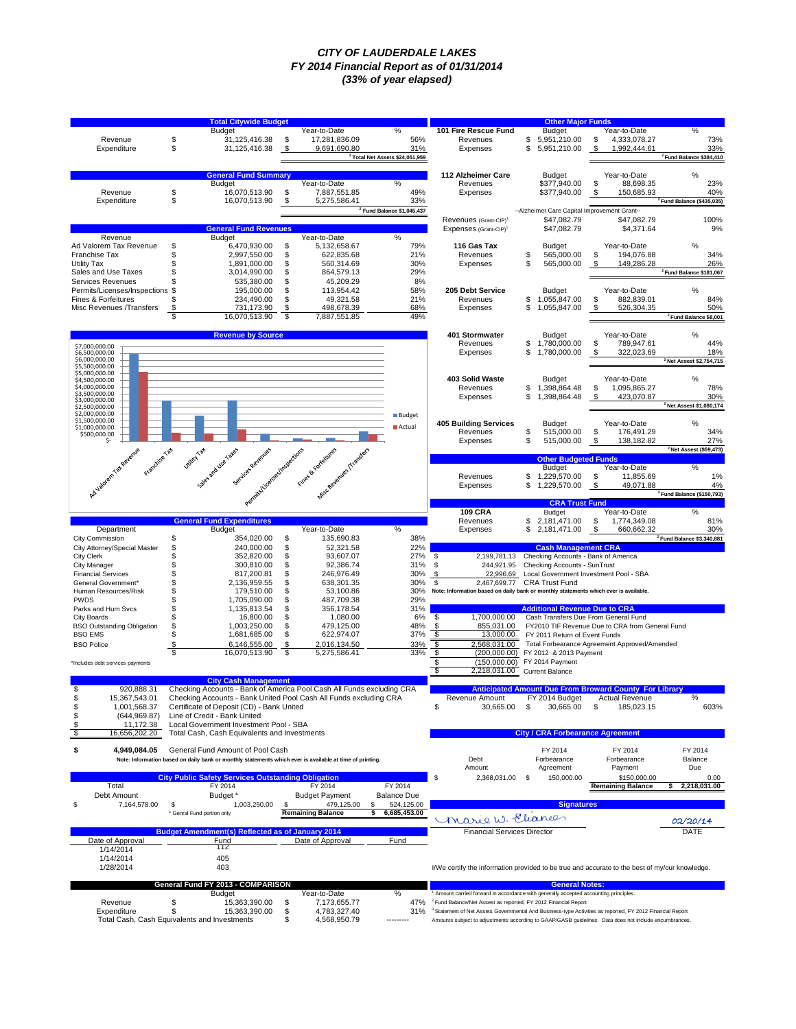# CITY OF LAUDERDALE LAKES
## FY 2014 Financial Report as of 01/31/2014
### (33% of year elapsed)

**Total Citywide Budget**

| | Budget | Year-to-Date | % |
|---|---|---|---|
| Revenue | $ 31,125,416.38 | $ 17,281,836.09 | 56% |
| Expenditure | $ 31,125,416.38 | $ 9,691,690.80 | 31% |

[3] Total Net Assets $24,051,959

**General Fund Summary**

| | Budget | Year-to-Date | % |
|---|---|---|---|
| Revenue | $ 16,070,513.90 | $ 7,887,551.85 | 49% |
| Expenditure | $ 16,070,513.90 | $ 5,275,586.41 | 33% |

[2] Fund Balance $1,045,437

**General Fund Revenues**

| Revenue | Budget | Year-to-Date | % |
|---|---|---|---|
| Ad Valorem Tax Revenue | $ 6,470,930.00 | $ 5,132,658.67 | 79% |
| Franchise Tax | $ 2,997,550.00 | $ 622,835.68 | 21% |
| Utility Tax | $ 1,891,000.00 | $ 560,314.69 | 30% |
| Sales and Use Taxes | $ 3,014,990.00 | $ 864,579.13 | 29% |
| Services Revenues | $ 535,380.00 | $ 45,209.29 | 8% |
| Permits/Licenses/Inspections | $ 195,000.00 | $ 113,954.42 | 58% |
| Fines & Forfeitures | $ 234,490.00 | $ 49,321.58 | 21% |
| Misc Revenues /Transfers | $ 731,173.90 | $ 498,678.39 | 68% |
| | $ 16,070,513.90 | $ 7,887,551.85 | 49% |

**Revenue by Source**

$7,000,000.00
$6,500,000.00
$6,000,000.00
$5,500,000.00
$5,000,000.00
$4,500,000.00
$4,000,000.00
$3,500,000.00
$3,000,000.00
$2,500,000.00
$2,000,000.00
$1,500,000.00
$1,000,000.00
$500,000.00
$-

Budget
Actual

Ad Valorem Tax Revenue, Franchise Tax, Utility Tax, Sales and Use Taxes, Services Revenues, Permits/Licenses/Inspections, Fines & Forfeitures, Misc Revenues /Transfers

**General Fund Expenditures**

| Department | Budget | Year-to-Date | % |
|---|---|---|---|
| City Commission | $ 354,020.00 | $ 135,690.83 | 38% |
| City Attorney/Special Master | $ 240,000.00 | $ 52,321.58 | 22% |
| City Clerk | $ 352,820.00 | $ 93,607.07 | 27% |
| City Manager | $ 300,810.00 | $ 92,386.74 | 31% |
| Financial Services | $ 817,200.81 | $ 246,976.49 | 30% |
| General Government* | $ 2,136,959.55 | $ 638,301.35 | 30% |
| Human Resources/Risk | $ 179,510.00 | $ 53,100.86 | 30% |
| PWDS | $ 1,705,090.00 | $ 487,709.38 | 29% |
| Parks and Hum Svcs | $ 1,135,813.54 | $ 356,178.54 | 31% |
| City Boards | $ 16,800.00 | $ 1,080.00 | 6% |
| BSO Outstanding Obligation | $ 1,003,250.00 | $ 479,125.00 | 48% |
| BSO EMS | $ 1,681,685.00 | $ 622,974.07 | 37% |
| BSO Police | $ 6,146,555.00 | $ 2,016,134.50 | 33% |
| | $ 16,070,513.90 | $ 5,275,586.41 | 33% |

*Includes debt services payments

**City Cash Management**

| | |
|---|---|
| $ 920,888.31 | Checking Accounts - Bank of America Pool Cash All Funds excluding CRA |
| $ 15,367,543.01 | Checking Accounts - Bank United Pool Cash All Funds excluding CRA |
| $ 1,001,568.37 | Certificate of Deposit (CD) - Bank United |
| $ (644,969.87) | Line of Credit - Bank United |
| $ 11,172.38 | Local Government Investment Pool - SBA |
| $ 16,656,202.20 | Total Cash, Cash Equivalents and Investments |

**$ 4,949,084.05** General Fund Amount of Pool Cash

Note: Information based on daily bank or monthly statements which ever is available at time of printing.

**City Public Safety Services Outstanding Obligation**

| Total Debt Amount | FY 2014 Budget * | FY 2014 Budget Payment | FY 2014 Balance Due |
|---|---|---|---|
| $ 7,164,578.00 | $ 1,003,250.00 | $ 479,125.00 | $ 524,125.00 |
| | * Genral Fund portion only | Remaining Balance | $ 6,685,453.00 |

**Budget Amendment(s) Reflected as of January 2014**

| Date of Approval | Fund | Date of Approval | Fund |
|---|---|---|---|
| 1/14/2014 | 112 | | |
| 1/14/2014 | 405 | | |
| 1/28/2014 | 403 | | |

**General Fund FY 2013 - COMPARISON**

| | Budget | Year-to-Date | % |
|---|---|---|---|
| Revenue | $ 15,363,390.00 | $ 7,173,655.77 | 47% |
| Expenditure | $ 15,363,390.00 | $ 4,783,327.40 | 31% |
| Total Cash, Cash Equivalents and Investments | | $ 4,568,950.79 | --------- |

**Other Major Funds**

| | Budget | Year-to-Date | % |
|---|---|---|---|
| **101 Fire Rescue Fund** | | | |
| Revenues | $ 5,951,210.00 | $ 4,333,078.27 | 73% |
| Expenses | $ 5,951,210.00 | $ 1,992,444.61 | 33% |
| | | [2] Fund Balance $384,410 | |
| **112 Alzheimer Care** | | | |
| Revenues | $377,940.00 | $ 88,698.35 | 23% |
| Expenses | $377,940.00 | $ 150,685.93 | 40% |
| | | [2] Fund Balance ($435,035) | |
| --Alzheimer Care Capital Improvement Grant-- | | | |
| Revenues (Grant-CIP)[1] | $47,082.79 | $47,082.79 | 100% |
| Expenses (Grant-CIP)[1] | $47,082.79 | $4,371.64 | 9% |
| **116 Gas Tax** | | | |
| Revenues | $ 565,000.00 | $ 194,076.88 | 34% |
| Expenses | $ 565,000.00 | $ 149,286.28 | 26% |
| | | [2] Fund Balance $181,067 | |
| **205 Debt Service** | | | |
| Revenues | $ 1,055,847.00 | $ 882,839.01 | 84% |
| Expenses | $ 1,055,847.00 | $ 526,304.35 | 50% |
| | | [2] Fund Balance $8,001 | |
| **401 Stormwater** | | | |
| Revenues | $ 1,780,000.00 | $ 789,947.61 | 44% |
| Expenses | $ 1,780,000.00 | $ 322,023.69 | 18% |
| | | [2] Net Assest $2,754,715 | |
| **403 Solid Waste** | | | |
| Revenues | $ 1,398,864.48 | $ 1,095,865.27 | 78% |
| Expenses | $ 1,398,864.48 | $ 423,070.87 | 30% |
| | | [2] Net Assest $1,080,174 | |
| **405 Building Services** | | | |
| Revenues | $ 515,000.00 | $ 176,491.29 | 34% |
| Expenses | $ 515,000.00 | $ 138,182.82 | 27% |
| | | [2] Net Assest ($59,473) | |

**Other Budgeted Funds**

| | Budget | Year-to-Date | % |
|---|---|---|---|
| Revenues | $ 1,229,570.00 | $ 11,855.69 | 1% |
| Expenses | $ 1,229,570.00 | $ 49,071.88 | 4% |
| | | [2] Fund Balance ($150,793) | |

**CRA Trust Fund**

| 109 CRA | Budget | Year-to-Date | % |
|---|---|---|---|
| Revenues | $ 2,181,471.00 | $ 1,774,349.08 | 81% |
| Expenses | $ 2,181,471.00 | $ 660,662.32 | 30% |
| | | [2] Fund Balance $3,340,881 | |

**Cash Management CRA**

| | |
|---|---|
| $ 2,199,781.13 | Checking Accounts - Bank of America |
| $ 244,921.95 | Checking Accounts - SunTrust |
| $ 22,996.69 | Local Government Investment Pool - SBA |
| $ 2,467,699.77 | CRA Trust Fund |

Note: Information based on daily bank or monthly statements which ever is available.

**Additional Revenue Due to CRA**

| | |
|---|---|
| $ 1,700,000.00 | Cash Transfers Due From General Fund |
| $ 855,031.00 | FY2010 TIF Revenue Due to CRA from General Fund |
| $ 13,000.00 | FY 2011 Return of Event Funds |
| $ 2,568,031.00 | Total Forbearance Agreement Approved/Amended |
| $ (200,000.00) | FY 2012 & 2013 Payment |
| $ (150,000.00) | FY 2014 Payment |
| $ 2,218,031.00 | Current Balance |

**Anticipated Amount Due From Broward County For Library**

| Revenue Amount | FY 2014 Budget | Actual Revenue | % |
|---|---|---|---|
| $ 30,665.00 | $ 30,665.00 | $ 185,023.15 | 603% |

**City / CRA Forbearance Agreement**

| Debt Amount | FY 2014 Forbearance Agreement | FY 2014 Forbearance Payment | FY 2014 Balance Due |
|---|---|---|---|
| $ 2,368,031.00 | $ 150,000.00 | $150,000.00 | 0.00 |
| | | Remaining Balance | $ 2,218,031.00 |

**Signatures**

Marie W. Elianor — 02/20/14

Financial Services Director — DATE

I/We certify the information provided to be true and accurate to the best of my/our knowledge.

**General Notes:**

[1] Amount carried forward in accordance with generally accepted accounting principles.
[2] Fund Balance/Net Assest as reported, FY 2012 Financial Report
[3] Statement of Net Assets Governmental And Business-type Activities as reported, FY 2012 Financial Report
Amounts subject to adjustments according to GAAP/GASB guidelines. Data does not include encumbrances.